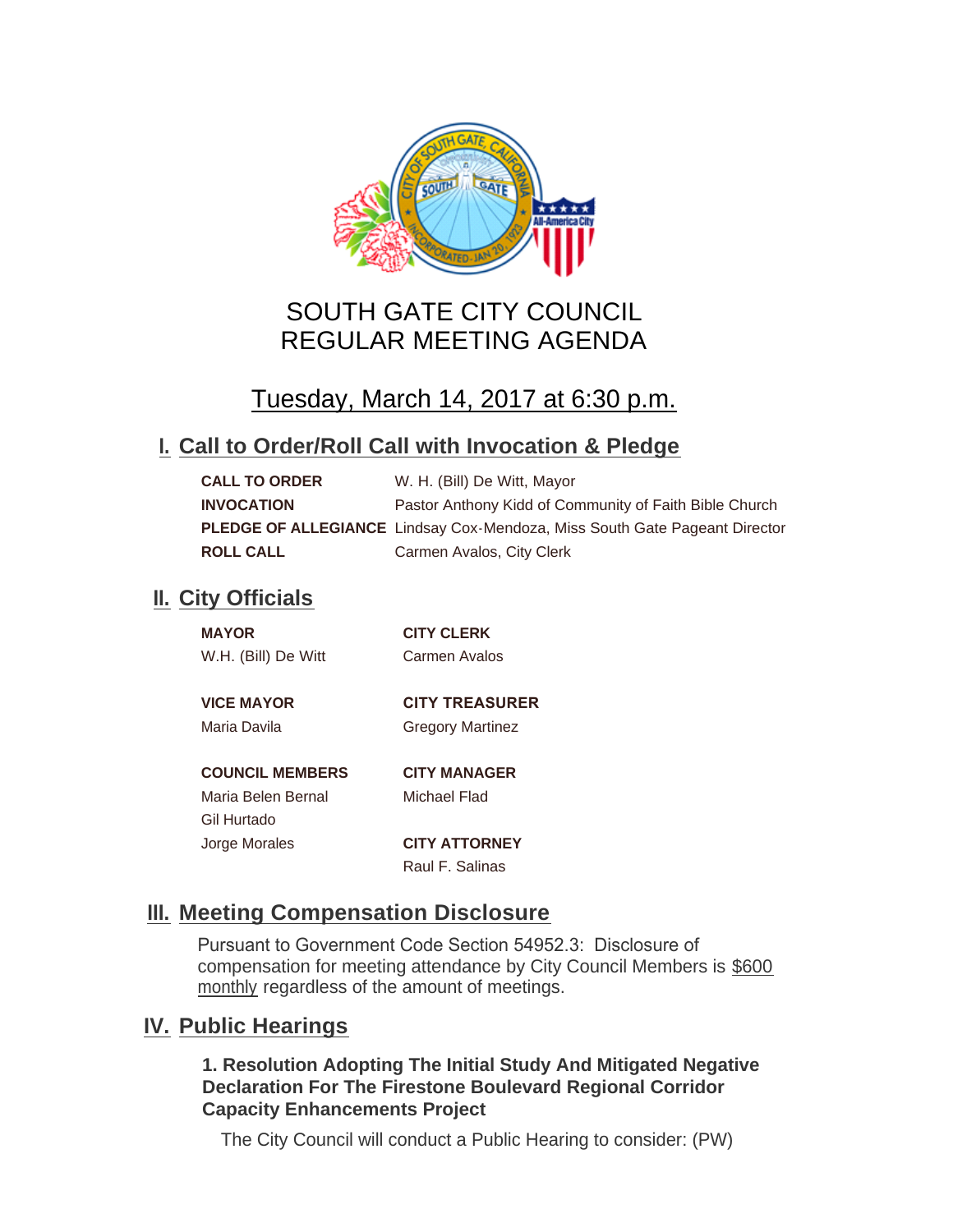# SOUTH GATE CITY COUNCIL
# REGULAR MEETING AGENDA

## Tuesday, March 14, 2017 at 6:30 p.m.

## I. Call to Order/Roll Call with Invocation & Pledge

| | |
|---|---|
| **CALL TO ORDER** | W. H. (Bill) De Witt, Mayor |
| **INVOCATION** | Pastor Anthony Kidd of Community of Faith Bible Church |
| **PLEDGE OF ALLEGIANCE** | Lindsay Cox-Mendoza, Miss South Gate Pageant Director |
| **ROLL CALL** | Carmen Avalos, City Clerk |

## II. City Officials

**MAYOR**
W.H. (Bill) De Witt

**VICE MAYOR**
Maria Davila

**COUNCIL MEMBERS**
Maria Belen Bernal
Gil Hurtado
Jorge Morales

**CITY CLERK**
Carmen Avalos

**CITY TREASURER**
Gregory Martinez

**CITY MANAGER**
Michael Flad

**CITY ATTORNEY**
Raul F. Salinas

## III. Meeting Compensation Disclosure

Pursuant to Government Code Section 54952.3: Disclosure of compensation for meeting attendance by City Council Members is $600 monthly regardless of the amount of meetings.

## IV. Public Hearings

**1. Resolution Adopting The Initial Study And Mitigated Negative Declaration For The Firestone Boulevard Regional Corridor Capacity Enhancements Project**

The City Council will conduct a Public Hearing to consider: (PW)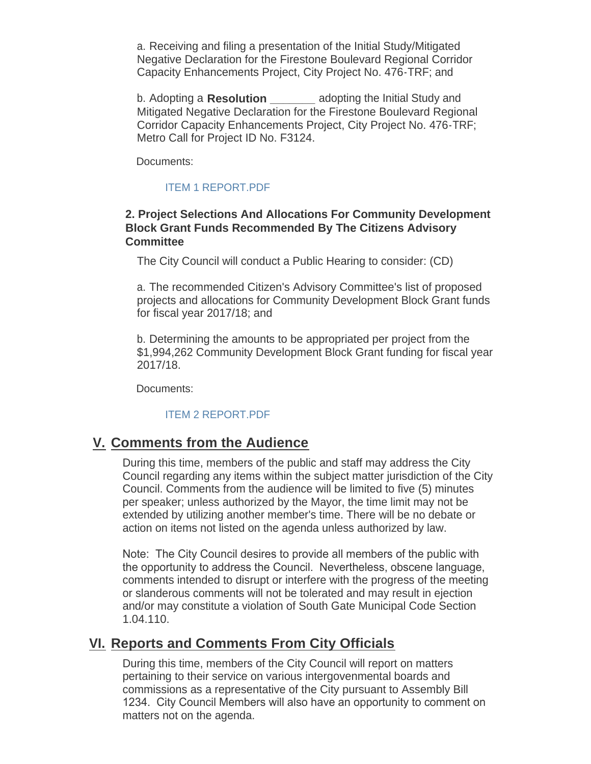a. Receiving and filing a presentation of the Initial Study/Mitigated Negative Declaration for the Firestone Boulevard Regional Corridor Capacity Enhancements Project, City Project No. 476-TRF; and

b. Adopting a **Resolution _______** adopting the Initial Study and Mitigated Negative Declaration for the Firestone Boulevard Regional Corridor Capacity Enhancements Project, City Project No. 476-TRF; Metro Call for Project ID No. F3124.

Documents:

ITEM 1 REPORT.PDF

**2. Project Selections And Allocations For Community Development Block Grant Funds Recommended By The Citizens Advisory Committee**

The City Council will conduct a Public Hearing to consider: (CD)

a. The recommended Citizen's Advisory Committee's list of proposed projects and allocations for Community Development Block Grant funds for fiscal year 2017/18; and

b. Determining the amounts to be appropriated per project from the $1,994,262 Community Development Block Grant funding for fiscal year 2017/18.

Documents:

ITEM 2 REPORT.PDF

## V. Comments from the Audience

During this time, members of the public and staff may address the City Council regarding any items within the subject matter jurisdiction of the City Council. Comments from the audience will be limited to five (5) minutes per speaker; unless authorized by the Mayor, the time limit may not be extended by utilizing another member's time. There will be no debate or action on items not listed on the agenda unless authorized by law.

Note: The City Council desires to provide all members of the public with the opportunity to address the Council. Nevertheless, obscene language, comments intended to disrupt or interfere with the progress of the meeting or slanderous comments will not be tolerated and may result in ejection and/or may constitute a violation of South Gate Municipal Code Section 1.04.110.

## VI. Reports and Comments From City Officials

During this time, members of the City Council will report on matters pertaining to their service on various intergovenmental boards and commissions as a representative of the City pursuant to Assembly Bill 1234. City Council Members will also have an opportunity to comment on matters not on the agenda.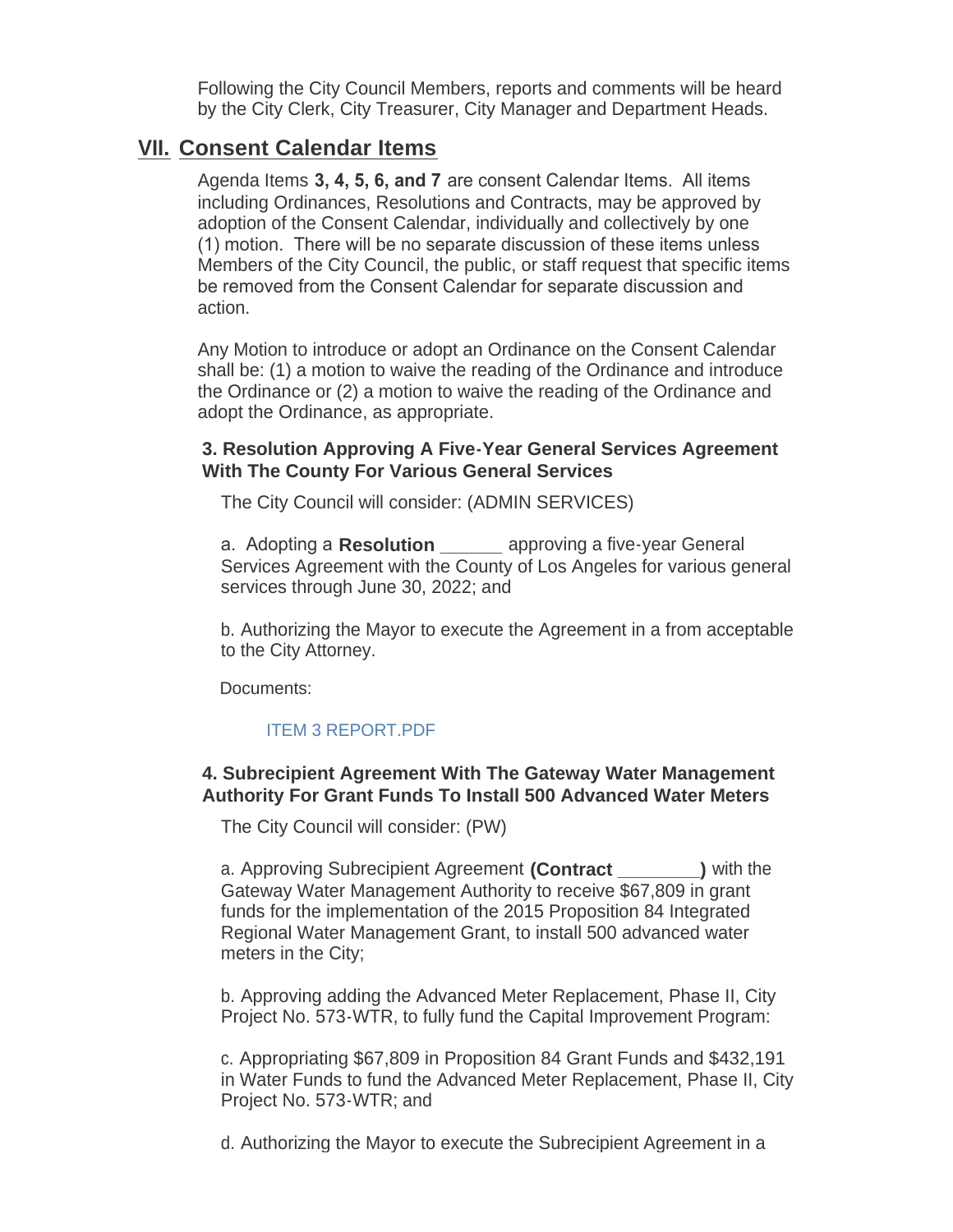Following the City Council Members, reports and comments will be heard by the City Clerk, City Treasurer, City Manager and Department Heads.

## VII. Consent Calendar Items

Agenda Items **3, 4, 5, 6, and 7** are consent Calendar Items. All items including Ordinances, Resolutions and Contracts, may be approved by adoption of the Consent Calendar, individually and collectively by one (1) motion. There will be no separate discussion of these items unless Members of the City Council, the public, or staff request that specific items be removed from the Consent Calendar for separate discussion and action.

Any Motion to introduce or adopt an Ordinance on the Consent Calendar shall be: (1) a motion to waive the reading of the Ordinance and introduce the Ordinance or (2) a motion to waive the reading of the Ordinance and adopt the Ordinance, as appropriate.

### 3. Resolution Approving A Five-Year General Services Agreement With The County For Various General Services

The City Council will consider: (ADMIN SERVICES)

a. Adopting a **Resolution ______** approving a five-year General Services Agreement with the County of Los Angeles for various general services through June 30, 2022; and

b. Authorizing the Mayor to execute the Agreement in a from acceptable to the City Attorney.

Documents:

ITEM 3 REPORT.PDF

### 4. Subrecipient Agreement With The Gateway Water Management Authority For Grant Funds To Install 500 Advanced Water Meters

The City Council will consider: (PW)

a. Approving Subrecipient Agreement **(Contract ________)** with the Gateway Water Management Authority to receive $67,809 in grant funds for the implementation of the 2015 Proposition 84 Integrated Regional Water Management Grant, to install 500 advanced water meters in the City;

b. Approving adding the Advanced Meter Replacement, Phase II, City Project No. 573-WTR, to fully fund the Capital Improvement Program:

c. Appropriating $67,809 in Proposition 84 Grant Funds and $432,191 in Water Funds to fund the Advanced Meter Replacement, Phase II, City Project No. 573-WTR; and

d. Authorizing the Mayor to execute the Subrecipient Agreement in a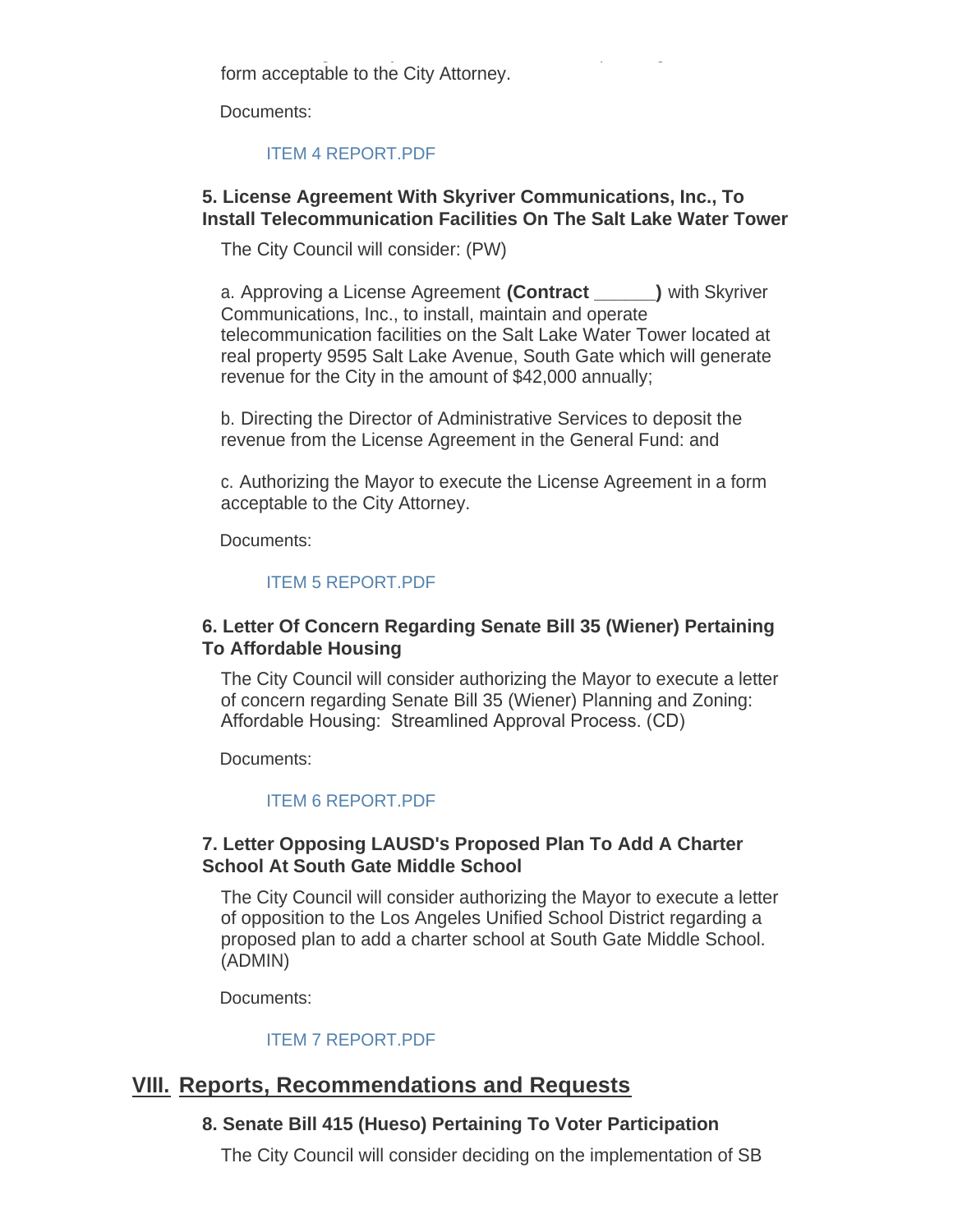form acceptable to the City Attorney.

Documents:

ITEM 4 REPORT.PDF

**5. License Agreement With Skyriver Communications, Inc., To Install Telecommunication Facilities On The Salt Lake Water Tower**

The City Council will consider: (PW)

a. Approving a License Agreement **(Contract ______)** with Skyriver Communications, Inc., to install, maintain and operate telecommunication facilities on the Salt Lake Water Tower located at real property 9595 Salt Lake Avenue, South Gate which will generate revenue for the City in the amount of $42,000 annually;

b. Directing the Director of Administrative Services to deposit the revenue from the License Agreement in the General Fund: and

c. Authorizing the Mayor to execute the License Agreement in a form acceptable to the City Attorney.

Documents:

ITEM 5 REPORT.PDF

**6. Letter Of Concern Regarding Senate Bill 35 (Wiener) Pertaining To Affordable Housing**

The City Council will consider authorizing the Mayor to execute a letter of concern regarding Senate Bill 35 (Wiener) Planning and Zoning: Affordable Housing: Streamlined Approval Process. (CD)

Documents:

ITEM 6 REPORT.PDF

**7. Letter Opposing LAUSD's Proposed Plan To Add A Charter School At South Gate Middle School**

The City Council will consider authorizing the Mayor to execute a letter of opposition to the Los Angeles Unified School District regarding a proposed plan to add a charter school at South Gate Middle School. (ADMIN)

Documents:

ITEM 7 REPORT.PDF

## VIII. Reports, Recommendations and Requests

**8. Senate Bill 415 (Hueso) Pertaining To Voter Participation**

The City Council will consider deciding on the implementation of SB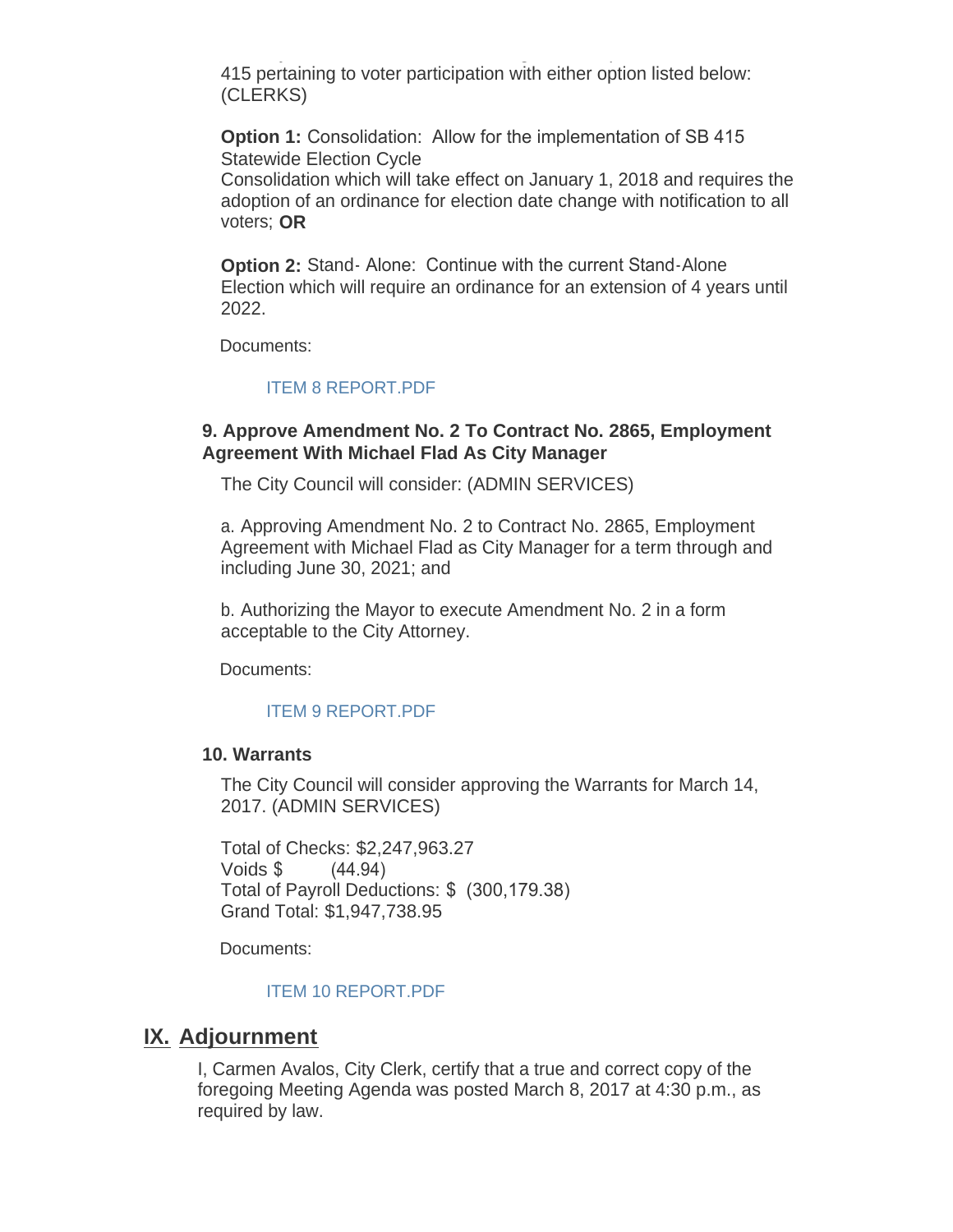415 pertaining to voter participation with either option listed below: (CLERKS)

**Option 1:** Consolidation: Allow for the implementation of SB 415 Statewide Election Cycle
Consolidation which will take effect on January 1, 2018 and requires the adoption of an ordinance for election date change with notification to all voters; **OR**

**Option 2:** Stand- Alone: Continue with the current Stand-Alone Election which will require an ordinance for an extension of 4 years until 2022.

Documents:

ITEM 8 REPORT.PDF

### 9. Approve Amendment No. 2 To Contract No. 2865, Employment Agreement With Michael Flad As City Manager

The City Council will consider: (ADMIN SERVICES)

a. Approving Amendment No. 2 to Contract No. 2865, Employment Agreement with Michael Flad as City Manager for a term through and including June 30, 2021; and

b. Authorizing the Mayor to execute Amendment No. 2 in a form acceptable to the City Attorney.

Documents:

ITEM 9 REPORT.PDF

### 10. Warrants

The City Council will consider approving the Warrants for March 14, 2017. (ADMIN SERVICES)

Total of Checks: $2,247,963.27
Voids $ (44.94)
Total of Payroll Deductions: $ (300,179.38)
Grand Total: $1,947,738.95

Documents:

ITEM 10 REPORT.PDF

## IX. Adjournment

I, Carmen Avalos, City Clerk, certify that a true and correct copy of the foregoing Meeting Agenda was posted March 8, 2017 at 4:30 p.m., as required by law.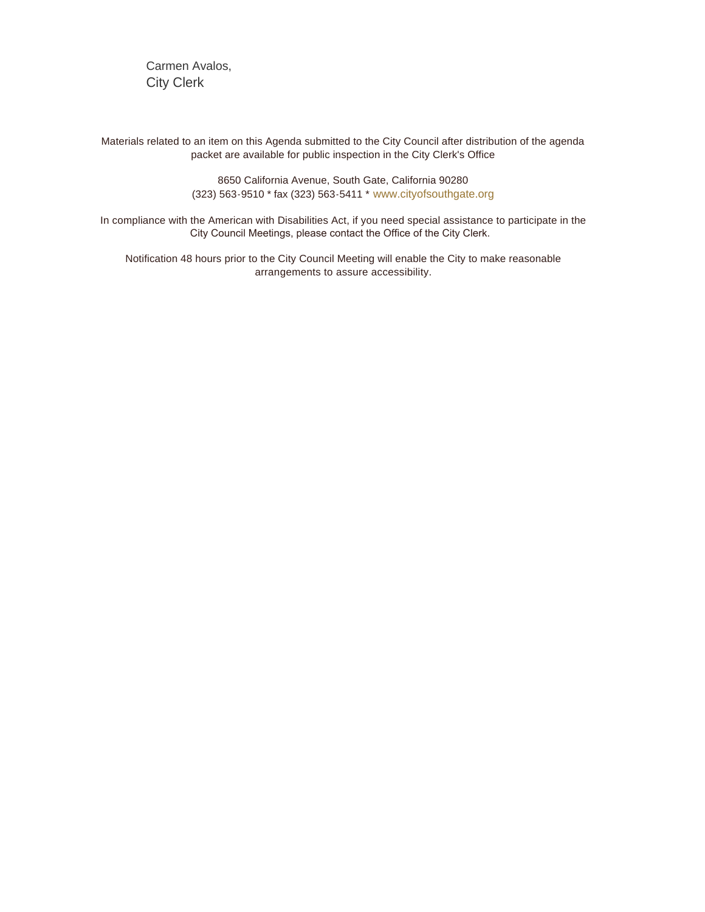Carmen Avalos,
City Clerk

Materials related to an item on this Agenda submitted to the City Council after distribution of the agenda packet are available for public inspection in the City Clerk's Office

8650 California Avenue, South Gate, California 90280
(323) 563-9510 * fax (323) 563-5411 * www.cityofsouthgate.org

In compliance with the American with Disabilities Act, if you need special assistance to participate in the City Council Meetings, please contact the Office of the City Clerk.

Notification 48 hours prior to the City Council Meeting will enable the City to make reasonable arrangements to assure accessibility.